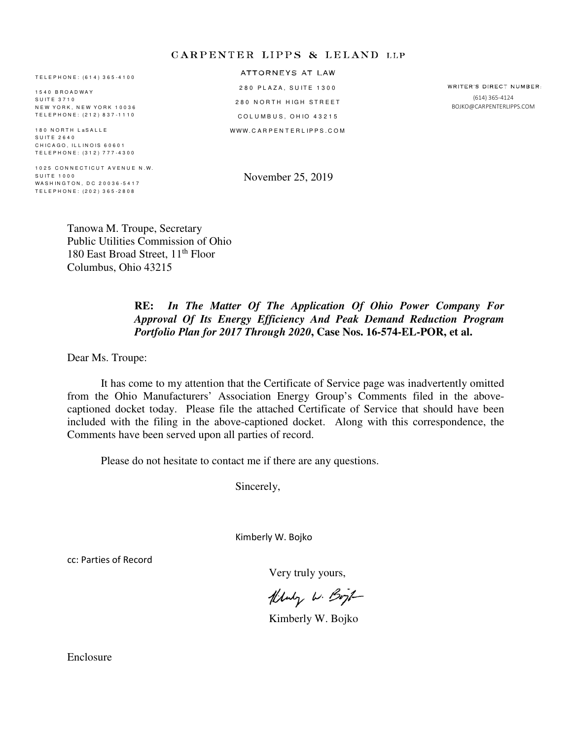CARPENTER LIPPS & LELAND LLP

ATTORNEYS AT LAW

280 PLAZA, SUITE 1300

280 NORTH HIGH STREET

COLUMBUS, OHIO 43215

WWW.CARPENTERLIPPS.COM

TELEPHONE: (614) 365-4100

1540 BROADWAY
SUITE 3710
NEW YORK, NEW YORK 10036
TELEPHONE: (212) 837-1110

180 NORTH LaSALLE
SUITE 2640
CHICAGO, ILLINOIS 60601
TELEPHONE: (312) 777-4300

1025 CONNECTICUT AVENUE N.W.
SUITE 1000
WASHINGTON, DC 20036-5417
TELEPHONE: (202) 365-2808

WRITER'S DIRECT NUMBER:
(614) 365-4124
BOJKO@CARPENTERLIPPS.COM

November 25, 2019

Tanowa M. Troupe, Secretary
Public Utilities Commission of Ohio
180 East Broad Street, 11th Floor
Columbus, Ohio 43215

**RE: *In The Matter Of The Application Of Ohio Power Company For Approval Of Its Energy Efficiency And Peak Demand Reduction Program Portfolio Plan for 2017 Through 2020*, Case Nos. 16-574-EL-POR, et al.**

Dear Ms. Troupe:

It has come to my attention that the Certificate of Service page was inadvertently omitted from the Ohio Manufacturers' Association Energy Group's Comments filed in the above-captioned docket today. Please file the attached Certificate of Service that should have been included with the filing in the above-captioned docket. Along with this correspondence, the Comments have been served upon all parties of record.

Please do not hesitate to contact me if there are any questions.

Sincerely,

Kimberly W. Bojko

cc: Parties of Record

Very truly yours,

Kimberly W. Bojko

Enclosure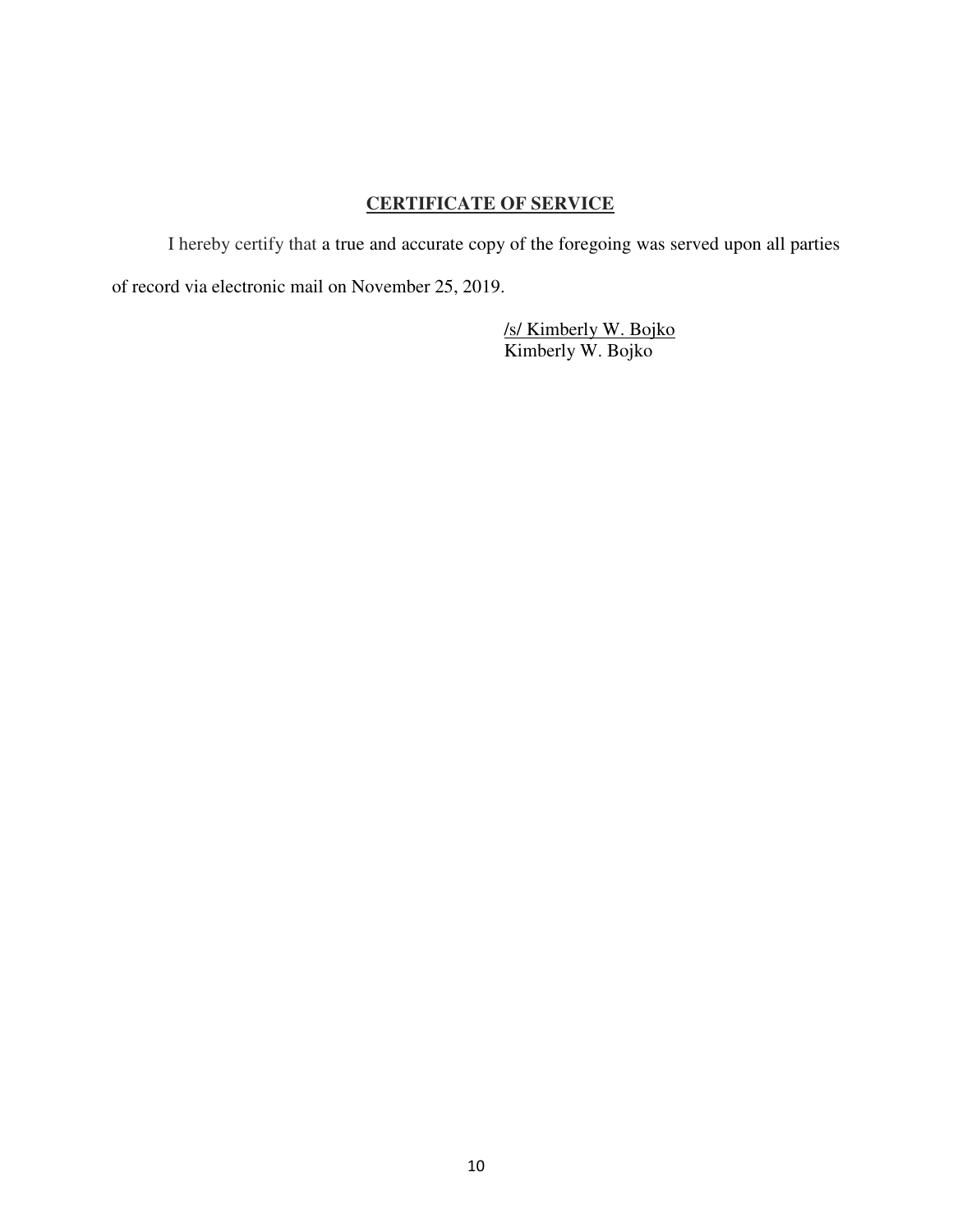## **CERTIFICATE OF SERVICE**

I hereby certify that a true and accurate copy of the foregoing was served upon all parties of record via electronic mail on November 25, 2019.

/s/ Kimberly W. Bojko
Kimberly W. Bojko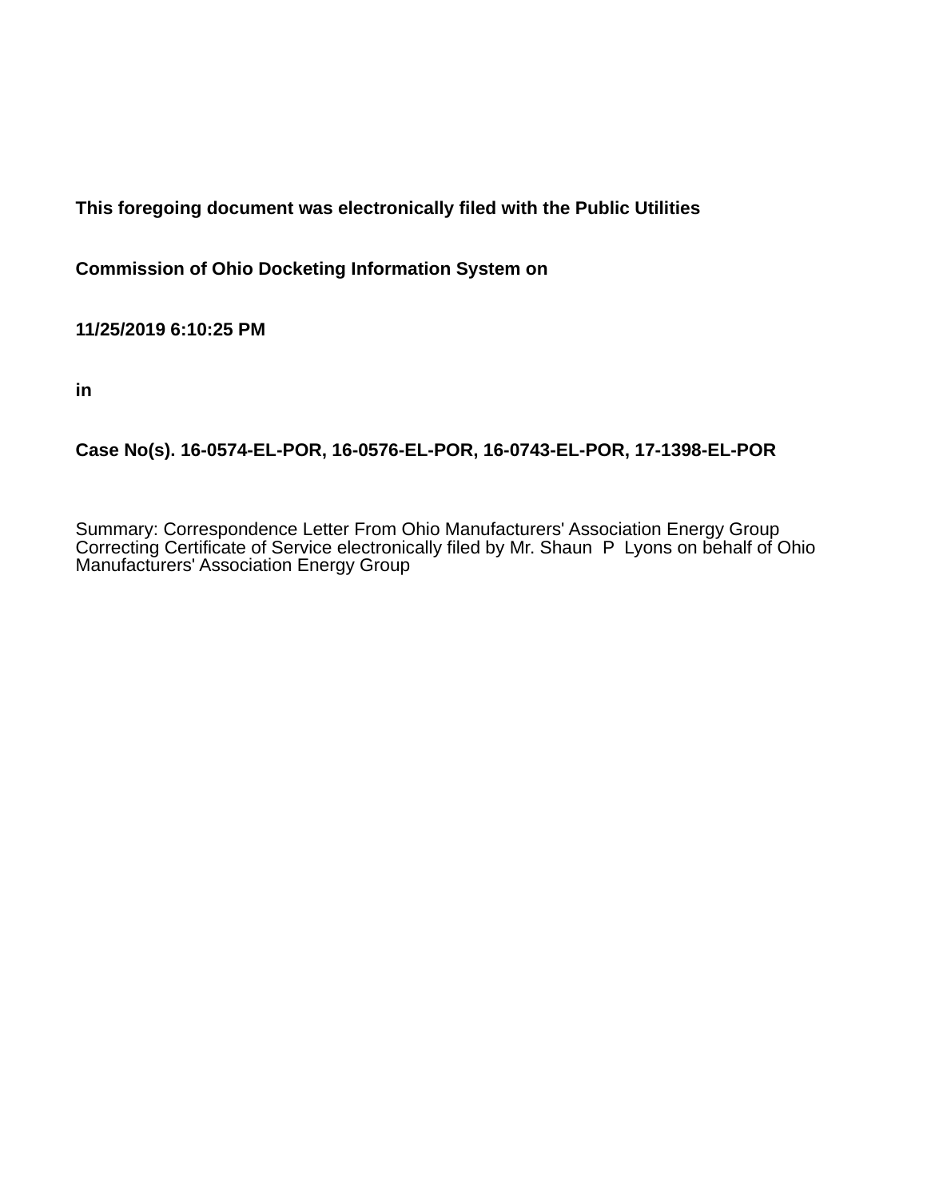**This foregoing document was electronically filed with the Public Utilities**

**Commission of Ohio Docketing Information System on**

**11/25/2019 6:10:25 PM**

**in**

**Case No(s). 16-0574-EL-POR, 16-0576-EL-POR, 16-0743-EL-POR, 17-1398-EL-POR**

Summary: Correspondence Letter From Ohio Manufacturers' Association Energy Group Correcting Certificate of Service electronically filed by Mr. Shaun P Lyons on behalf of Ohio Manufacturers' Association Energy Group